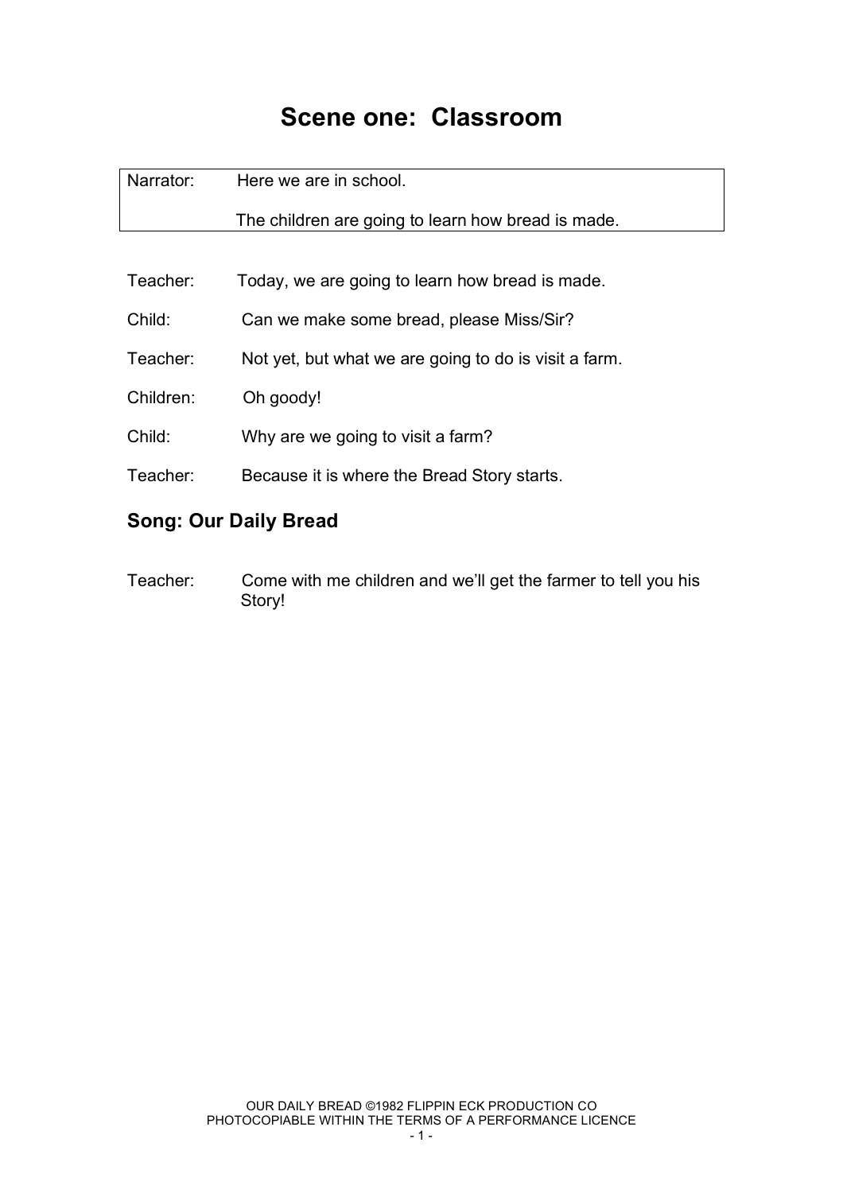# Scene one: Classroom

| | |
|---|---|
| Narrator: | Here we are in school. |
| | The children are going to learn how bread is made. |

Teacher: Today, we are going to learn how bread is made.

Child: Can we make some bread, please Miss/Sir?

Teacher: Not yet, but what we are going to do is visit a farm.

Children: Oh goody!

Child: Why are we going to visit a farm?

Teacher: Because it is where the Bread Story starts.

### Song: Our Daily Bread

Teacher: Come with me children and we'll get the farmer to tell you his Story!

OUR DAILY BREAD ©1982 FLIPPIN ECK PRODUCTION CO
PHOTOCOPIABLE WITHIN THE TERMS OF A PERFORMANCE LICENCE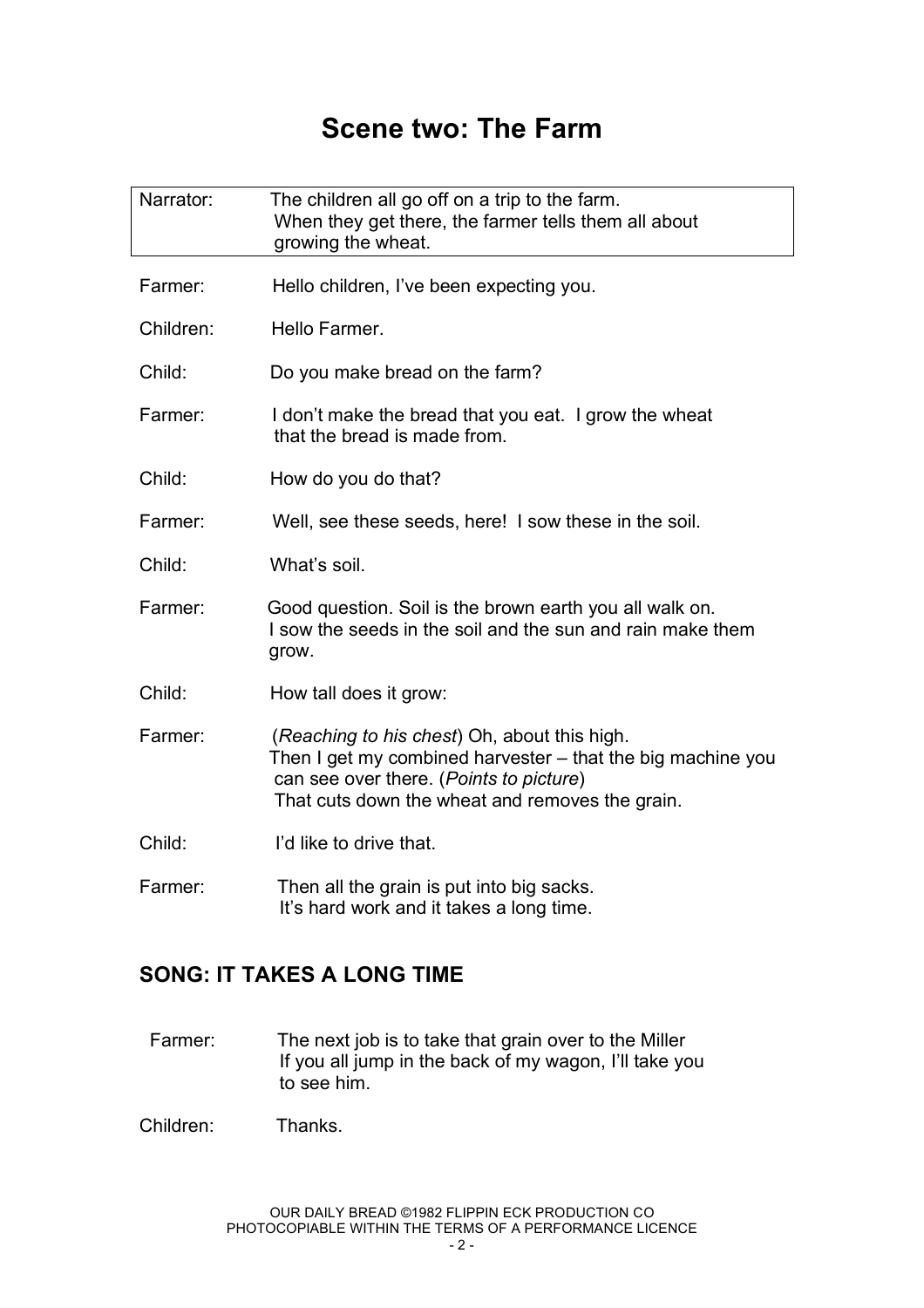# Scene two: The Farm

| | |
|---|---|
| Narrator: | The children all go off on a trip to the farm. When they get there, the farmer tells them all about growing the wheat. |

Farmer: Hello children, I've been expecting you.

Children: Hello Farmer.

Child: Do you make bread on the farm?

Farmer: I don't make the bread that you eat. I grow the wheat that the bread is made from.

Child: How do you do that?

Farmer: Well, see these seeds, here! I sow these in the soil.

Child: What's soil.

Farmer: Good question. Soil is the brown earth you all walk on. I sow the seeds in the soil and the sun and rain make them grow.

Child: How tall does it grow:

Farmer: (*Reaching to his chest*) Oh, about this high. Then I get my combined harvester – that the big machine you can see over there. (*Points to picture*) That cuts down the wheat and removes the grain.

Child: I'd like to drive that.

Farmer: Then all the grain is put into big sacks. It's hard work and it takes a long time.

## SONG: IT TAKES A LONG TIME

Farmer: The next job is to take that grain over to the Miller If you all jump in the back of my wagon, I'll take you to see him.

Children: Thanks.

OUR DAILY BREAD ©1982 FLIPPIN ECK PRODUCTION CO
PHOTOCOPIABLE WITHIN THE TERMS OF A PERFORMANCE LICENCE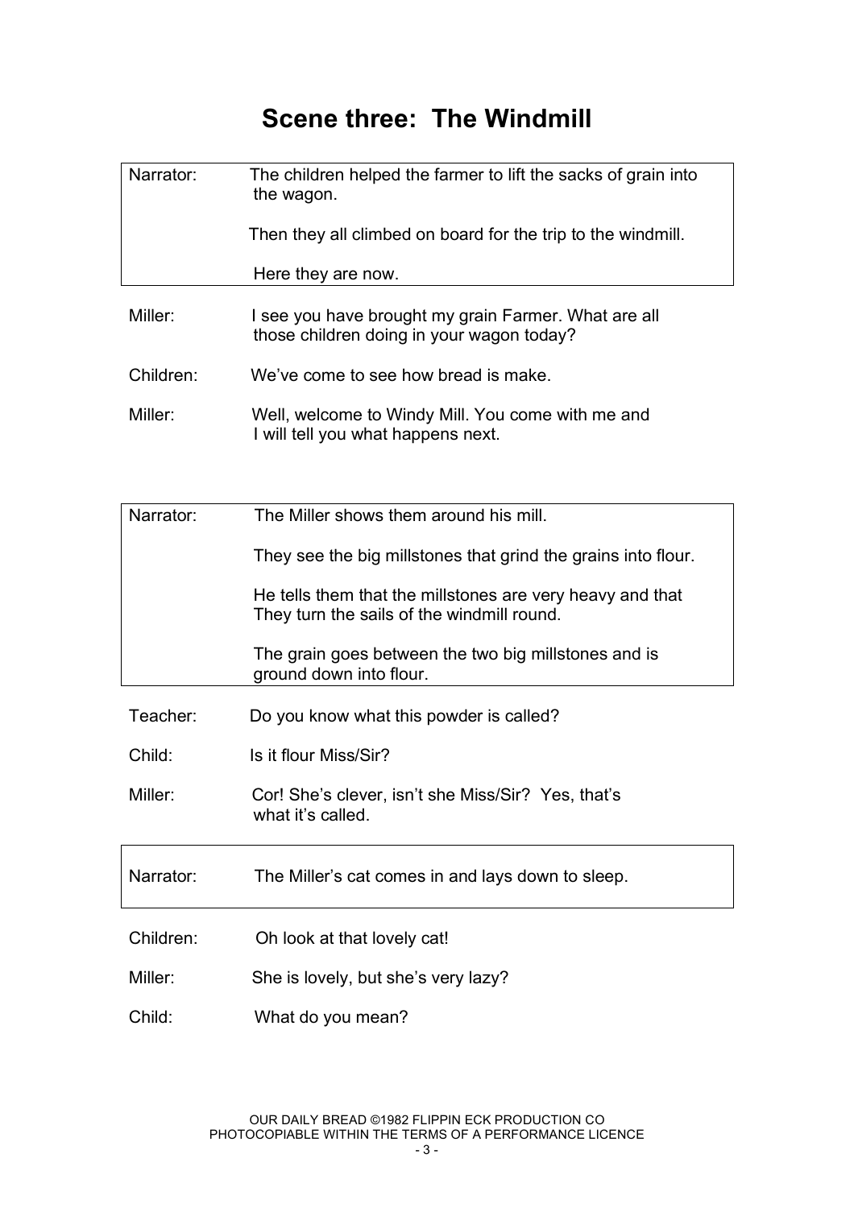# Scene three: The Windmill

| | |
|---|---|
| Narrator: | The children helped the farmer to lift the sacks of grain into the wagon.<br><br>Then they all climbed on board for the trip to the windmill.<br><br>Here they are now. |

| | |
|---|---|
| Miller: | I see you have brought my grain Farmer. What are all those children doing in your wagon today? |
| Children: | We've come to see how bread is make. |
| Miller: | Well, welcome to Windy Mill. You come with me and I will tell you what happens next. |

| | |
|---|---|
| Narrator: | The Miller shows them around his mill.<br><br>They see the big millstones that grind the grains into flour.<br><br>He tells them that the millstones are very heavy and that They turn the sails of the windmill round.<br><br>The grain goes between the two big millstones and is ground down into flour. |

| | |
|---|---|
| Teacher: | Do you know what this powder is called? |
| Child: | Is it flour Miss/Sir? |
| Miller: | Cor! She's clever, isn't she Miss/Sir? Yes, that's what it's called. |

| | |
|---|---|
| Narrator: | The Miller's cat comes in and lays down to sleep. |

| | |
|---|---|
| Children: | Oh look at that lovely cat! |
| Miller: | She is lovely, but she's very lazy? |
| Child: | What do you mean? |

OUR DAILY BREAD ©1982 FLIPPIN ECK PRODUCTION CO
PHOTOCOPIABLE WITHIN THE TERMS OF A PERFORMANCE LICENCE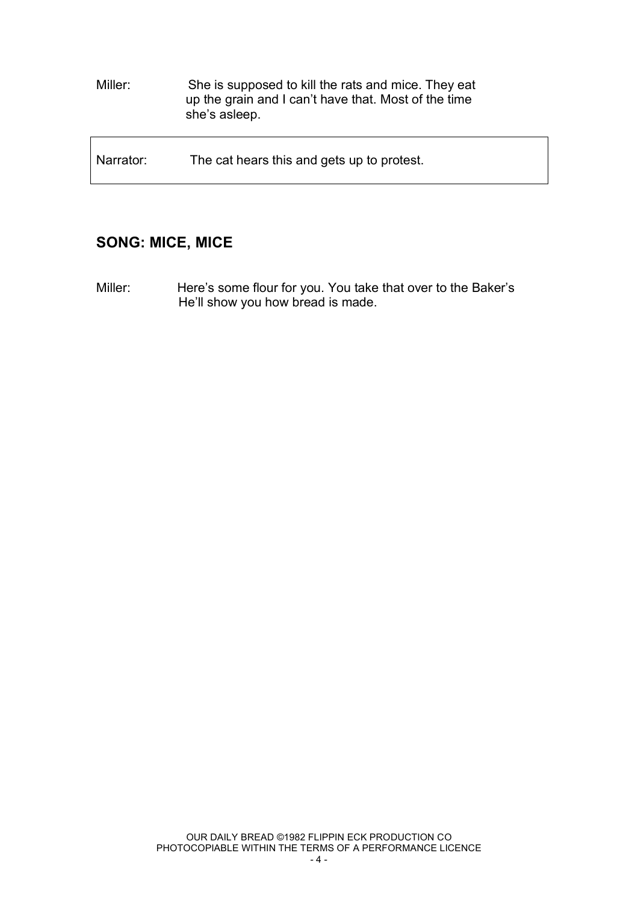Miller: She is supposed to kill the rats and mice. They eat up the grain and I can't have that. Most of the time she's asleep.

| | |
|---|---|
| Narrator: | The cat hears this and gets up to protest. |

## SONG: MICE, MICE

Miller: Here's some flour for you. You take that over to the Baker's He'll show you how bread is made.